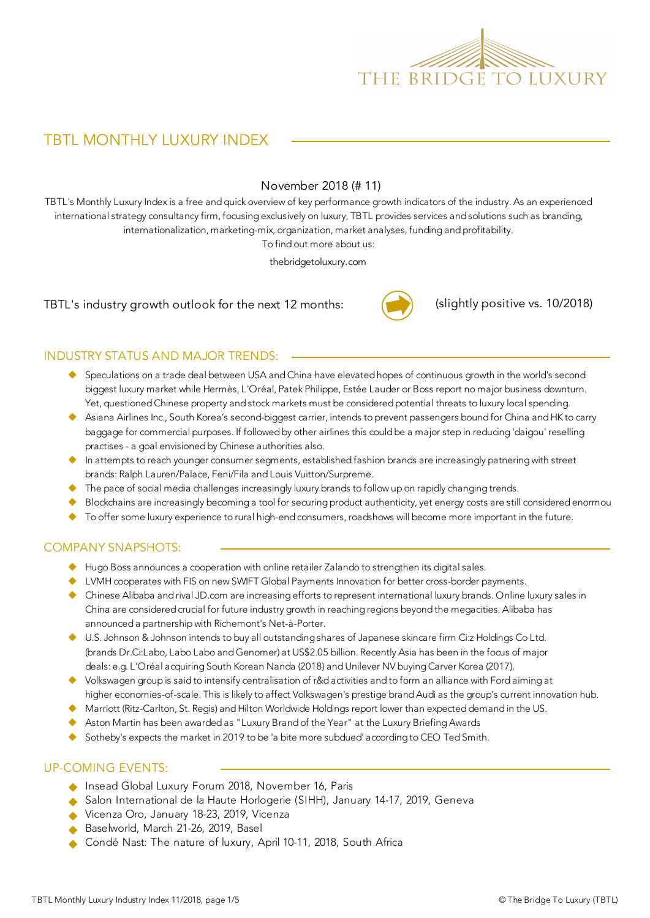THE BRIDGE TO LUXURY

# TBTL MONTHLY LUXURY INDEX

November 2018 (# 11)

TBTL's Monthly Luxury Index is a free and quick overview of key performance growth indicators of the industry. As an experienced international strategy consultancy firm, focusing exclusively on luxury, TBTL provides services and solutions such as branding, internationalization, marketing-mix, organization, market analyses, funding and profitability.
To find out more about us:

thebridgetoluxury.com

TBTL's industry growth outlook for the next 12 months: ➡ (slightly positive vs. 10/2018)

## INDUSTRY STATUS AND MAJOR TRENDS:

- Speculations on a trade deal between USA and China have elevated hopes of continuous growth in the world's second biggest luxury market while Hermès, L'Oréal, Patek Philippe, Estée Lauder or Boss report no major business downturn. Yet, questioned Chinese property and stock markets must be considered potential threats to luxury local spending.
- Asiana Airlines Inc., South Korea's second-biggest carrier, intends to prevent passengers bound for China and HK to carry baggage for commercial purposes. If followed by other airlines this could be a major step in reducing 'daigou' reselling practises - a goal envisioned by Chinese authorities also.
- In attempts to reach younger consumer segments, established fashion brands are increasingly patnering with street brands: Ralph Lauren/Palace, Feni/Fila and Louis Vuitton/Surpreme.
- The pace of social media challenges increasingly luxury brands to follow up on rapidly changing trends.
- Blockchains are increasingly becoming a tool for securing product authenticity, yet energy costs are still considered enormou
- To offer some luxury experience to rural high-end consumers, roadshows will become more important in the future.

## COMPANY SNAPSHOTS:

- Hugo Boss announces a cooperation with online retailer Zalando to strengthen its digital sales.
- LVMH cooperates with FIS on new SWIFT Global Payments Innovation for better cross-border payments.
- Chinese Alibaba and rival JD.com are increasing efforts to represent international luxury brands. Online luxury sales in China are considered crucial for future industry growth in reaching regions beyond the megacities. Alibaba has announced a partnership with Richemont's Net-à-Porter.
- U.S. Johnson & Johnson intends to buy all outstanding shares of Japanese skincare firm Ci:z Holdings Co Ltd. (brands Dr.Ci:Labo, Labo Labo and Genomer) at US$2.05 billion. Recently Asia has been in the focus of major deals: e.g. L'Oréal acquiring South Korean Nanda (2018) and Unilever NV buying Carver Korea (2017).
- Volkswagen group is said to intensify centralisation of r&d activities and to form an alliance with Ford aiming at higher economies-of-scale. This is likely to affect Volkswagen's prestige brand Audi as the group's current innovation hub.
- Marriott (Ritz-Carlton, St. Regis) and Hilton Worldwide Holdings report lower than expected demand in the US.
- Aston Martin has been awarded as "Luxury Brand of the Year" at the Luxury Briefing Awards
- Sotheby's expects the market in 2019 to be 'a bite more subdued' according to CEO Ted Smith.

## UP-COMING EVENTS:

- Insead Global Luxury Forum 2018, November 16, Paris
- Salon International de la Haute Horlogerie (SIHH), January 14-17, 2019, Geneva
- Vicenza Oro, January 18-23, 2019, Vicenza
- Baselworld, March 21-26, 2019, Basel
- Condé Nast: The nature of luxury, April 10-11, 2018, South Africa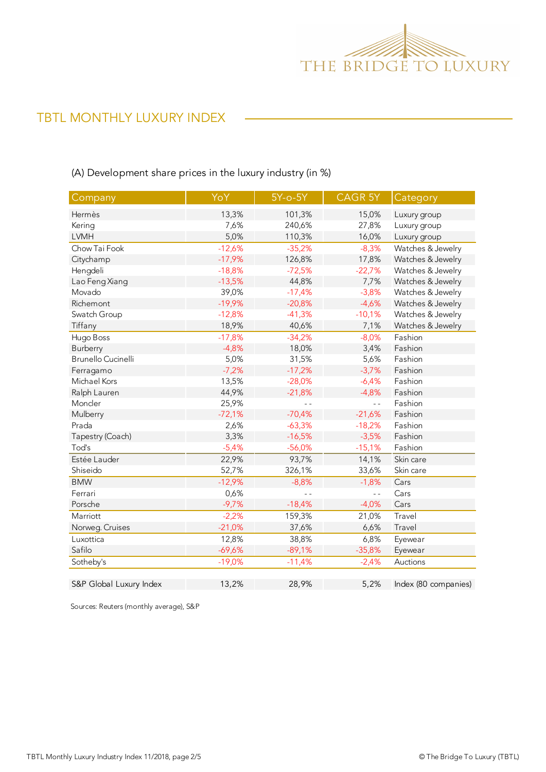## TBTL MONTHLY LUXURY INDEX

(A) Development share prices in the luxury industry (in %)

| Company | YoY | 5Y-o-5Y | CAGR 5Y | Category |
|---|---|---|---|---|
| Hermès | 13,3% | 101,3% | 15,0% | Luxury group |
| Kering | 7,6% | 240,6% | 27,8% | Luxury group |
| LVMH | 5,0% | 110,3% | 16,0% | Luxury group |
| Chow Tai Fook | -12,6% | -35,2% | -8,3% | Watches & Jewelry |
| Citychamp | -17,9% | 126,8% | 17,8% | Watches & Jewelry |
| Hengdeli | -18,8% | -72,5% | -22,7% | Watches & Jewelry |
| Lao Feng Xiang | -13,5% | 44,8% | 7,7% | Watches & Jewelry |
| Movado | 39,0% | -17,4% | -3,8% | Watches & Jewelry |
| Richemont | -19,9% | -20,8% | -4,6% | Watches & Jewelry |
| Swatch Group | -12,8% | -41,3% | -10,1% | Watches & Jewelry |
| Tiffany | 18,9% | 40,6% | 7,1% | Watches & Jewelry |
| Hugo Boss | -17,8% | -34,2% | -8,0% | Fashion |
| Burberry | -4,8% | 18,0% | 3,4% | Fashion |
| Brunello Cucinelli | 5,0% | 31,5% | 5,6% | Fashion |
| Ferragamo | -7,2% | -17,2% | -3,7% | Fashion |
| Michael Kors | 13,5% | -28,0% | -6,4% | Fashion |
| Ralph Lauren | 44,9% | -21,8% | -4,8% | Fashion |
| Moncler | 25,9% | - - | - - | Fashion |
| Mulberry | -72,1% | -70,4% | -21,6% | Fashion |
| Prada | 2,6% | -63,3% | -18,2% | Fashion |
| Tapestry (Coach) | 3,3% | -16,5% | -3,5% | Fashion |
| Tod's | -5,4% | -56,0% | -15,1% | Fashion |
| Estée Lauder | 22,9% | 93,7% | 14,1% | Skin care |
| Shiseido | 52,7% | 326,1% | 33,6% | Skin care |
| BMW | -12,9% | -8,8% | -1,8% | Cars |
| Ferrari | 0,6% | - - | - - | Cars |
| Porsche | -9,7% | -18,4% | -4,0% | Cars |
| Marriott | -2,2% | 159,3% | 21,0% | Travel |
| Norweg. Cruises | -21,0% | 37,6% | 6,6% | Travel |
| Luxottica | 12,8% | 38,8% | 6,8% | Eyewear |
| Safilo | -69,6% | -89,1% | -35,8% | Eyewear |
| Sotheby's | -19,0% | -11,4% | -2,4% | Auctions |
| S&P Global Luxury Index | 13,2% | 28,9% | 5,2% | Index (80 companies) |

Sources: Reuters (monthly average), S&P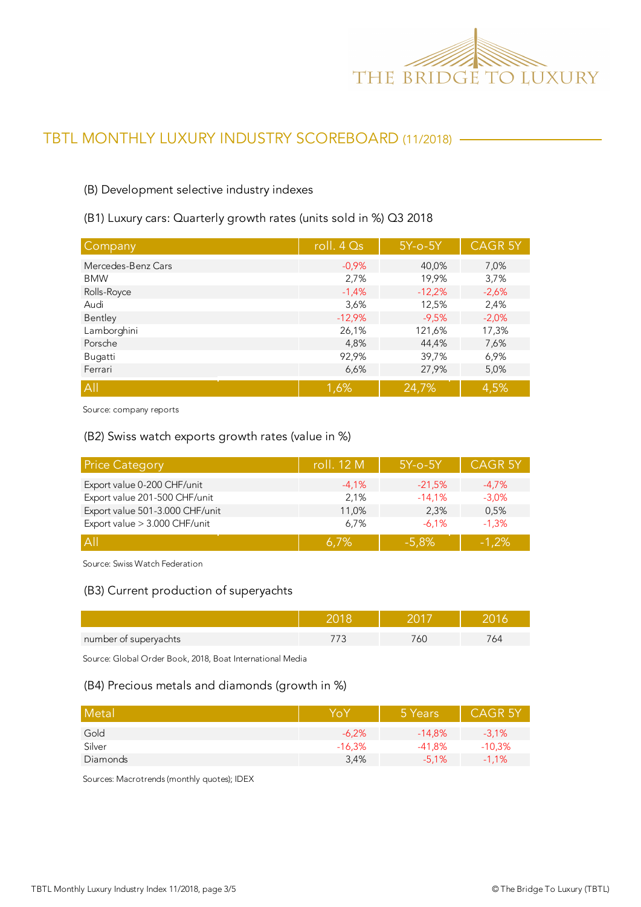## TBTL MONTHLY LUXURY INDUSTRY SCOREBOARD (11/2018)

### (B) Development selective industry indexes

#### (B1) Luxury cars: Quarterly growth rates (units sold in %) Q3 2018

| Company | roll. 4 Qs | 5Y-o-5Y | CAGR 5Y |
|---|---|---|---|
| Mercedes-Benz Cars | -0,9% | 40,0% | 7,0% |
| BMW | 2,7% | 19,9% | 3,7% |
| Rolls-Royce | -1,4% | -12,2% | -2,6% |
| Audi | 3,6% | 12,5% | 2,4% |
| Bentley | -12,9% | -9,5% | -2,0% |
| Lamborghini | 26,1% | 121,6% | 17,3% |
| Porsche | 4,8% | 44,4% | 7,6% |
| Bugatti | 92,9% | 39,7% | 6,9% |
| Ferrari | 6,6% | 27,9% | 5,0% |
| All | 1,6% | 24,7% | 4,5% |

Source: company reports

#### (B2) Swiss watch exports growth rates (value in %)

| Price Category | roll. 12 M | 5Y-o-5Y | CAGR 5Y |
|---|---|---|---|
| Export value 0-200 CHF/unit | -4,1% | -21,5% | -4,7% |
| Export value 201-500 CHF/unit | 2,1% | -14,1% | -3,0% |
| Export value 501-3.000 CHF/unit | 11,0% | 2,3% | 0,5% |
| Export value > 3.000 CHF/unit | 6,7% | -6,1% | -1,3% |
| All | 6,7% | -5,8% | -1,2% |

Source: Swiss Watch Federation

#### (B3) Current production of superyachts

| | 2018 | 2017 | 2016 |
|---|---|---|---|
| number of superyachts | 773 | 760 | 764 |

Source: Global Order Book, 2018, Boat International Media

#### (B4) Precious metals and diamonds (growth in %)

| Metal | YoY | 5 Years | CAGR 5Y |
|---|---|---|---|
| Gold | -6,2% | -14,8% | -3,1% |
| Silver | -16,3% | -41,8% | -10,3% |
| Diamonds | 3,4% | -5,1% | -1,1% |

Sources: Macrotrends (monthly quotes); IDEX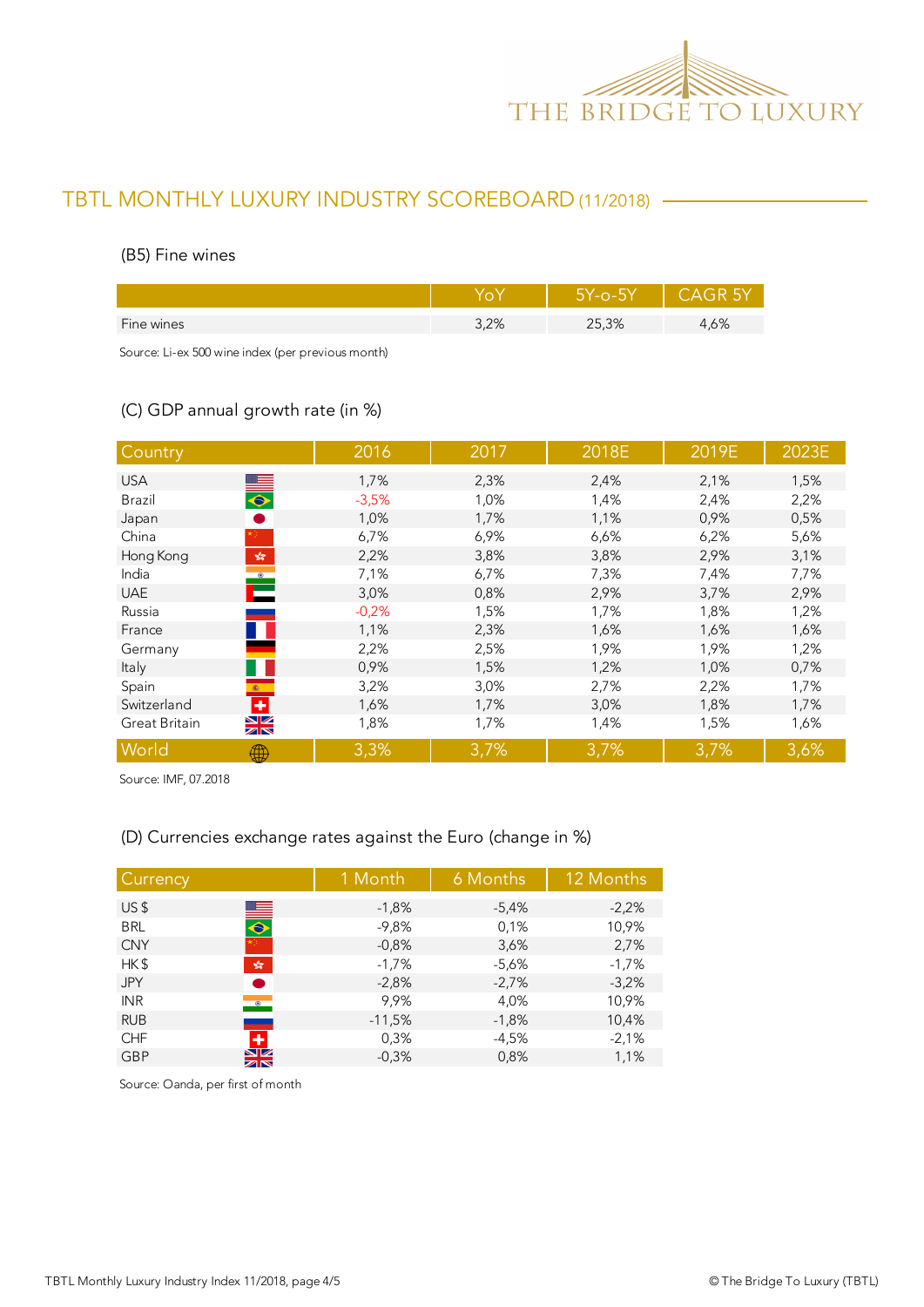## TBTL MONTHLY LUXURY INDUSTRY SCOREBOARD (11/2018)

### (B5) Fine wines

| | YoY | 5Y-o-5Y | CAGR 5Y |
|---|---|---|---|
| Fine wines | 3,2% | 25,3% | 4,6% |

Source: Li-ex 500 wine index (per previous month)

### (C) GDP annual growth rate (in %)

| Country | 2016 | 2017 | 2018E | 2019E | 2023E |
|---|---|---|---|---|---|
| USA | 1,7% | 2,3% | 2,4% | 2,1% | 1,5% |
| Brazil | -3,5% | 1,0% | 1,4% | 2,4% | 2,2% |
| Japan | 1,0% | 1,7% | 1,1% | 0,9% | 0,5% |
| China | 6,7% | 6,9% | 6,6% | 6,2% | 5,6% |
| Hong Kong | 2,2% | 3,8% | 3,8% | 2,9% | 3,1% |
| India | 7,1% | 6,7% | 7,3% | 7,4% | 7,7% |
| UAE | 3,0% | 0,8% | 2,9% | 3,7% | 2,9% |
| Russia | -0,2% | 1,5% | 1,7% | 1,8% | 1,2% |
| France | 1,1% | 2,3% | 1,6% | 1,6% | 1,6% |
| Germany | 2,2% | 2,5% | 1,9% | 1,9% | 1,2% |
| Italy | 0,9% | 1,5% | 1,2% | 1,0% | 0,7% |
| Spain | 3,2% | 3,0% | 2,7% | 2,2% | 1,7% |
| Switzerland | 1,6% | 1,7% | 3,0% | 1,8% | 1,7% |
| Great Britain | 1,8% | 1,7% | 1,4% | 1,5% | 1,6% |
| World | 3,3% | 3,7% | 3,7% | 3,7% | 3,6% |

Source: IMF, 07.2018

### (D) Currencies exchange rates against the Euro (change in %)

| Currency | 1 Month | 6 Months | 12 Months |
|---|---|---|---|
| US $ | -1,8% | -5,4% | -2,2% |
| BRL | -9,8% | 0,1% | 10,9% |
| CNY | -0,8% | 3,6% | 2,7% |
| HK $ | -1,7% | -5,6% | -1,7% |
| JPY | -2,8% | -2,7% | -3,2% |
| INR | 9,9% | 4,0% | 10,9% |
| RUB | -11,5% | -1,8% | 10,4% |
| CHF | 0,3% | -4,5% | -2,1% |
| GBP | -0,3% | 0,8% | 1,1% |

Source: Oanda, per first of month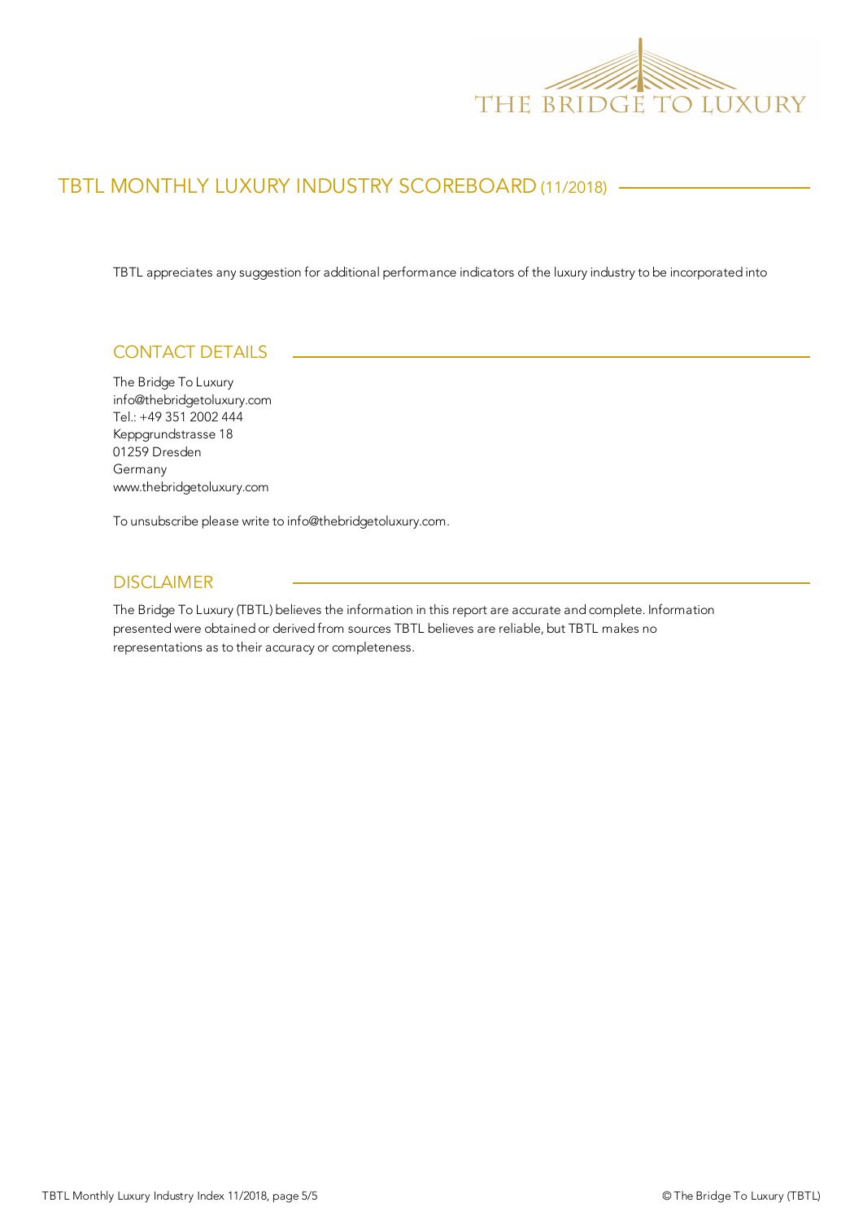# TBTL MONTHLY LUXURY INDUSTRY SCOREBOARD (11/2018)

TBTL appreciates any suggestion for additional performance indicators of the luxury industry to be incorporated into

## CONTACT DETAILS

The Bridge To Luxury
info@thebridgetoluxury.com
Tel.: +49 351 2002 444
Keppgrundstrasse 18
01259 Dresden
Germany
www.thebridgetoluxury.com

To unsubscribe please write to info@thebridgetoluxury.com.

## DISCLAIMER

The Bridge To Luxury (TBTL) believes the information in this report are accurate and complete. Information presented were obtained or derived from sources TBTL believes are reliable, but TBTL makes no representations as to their accuracy or completeness.